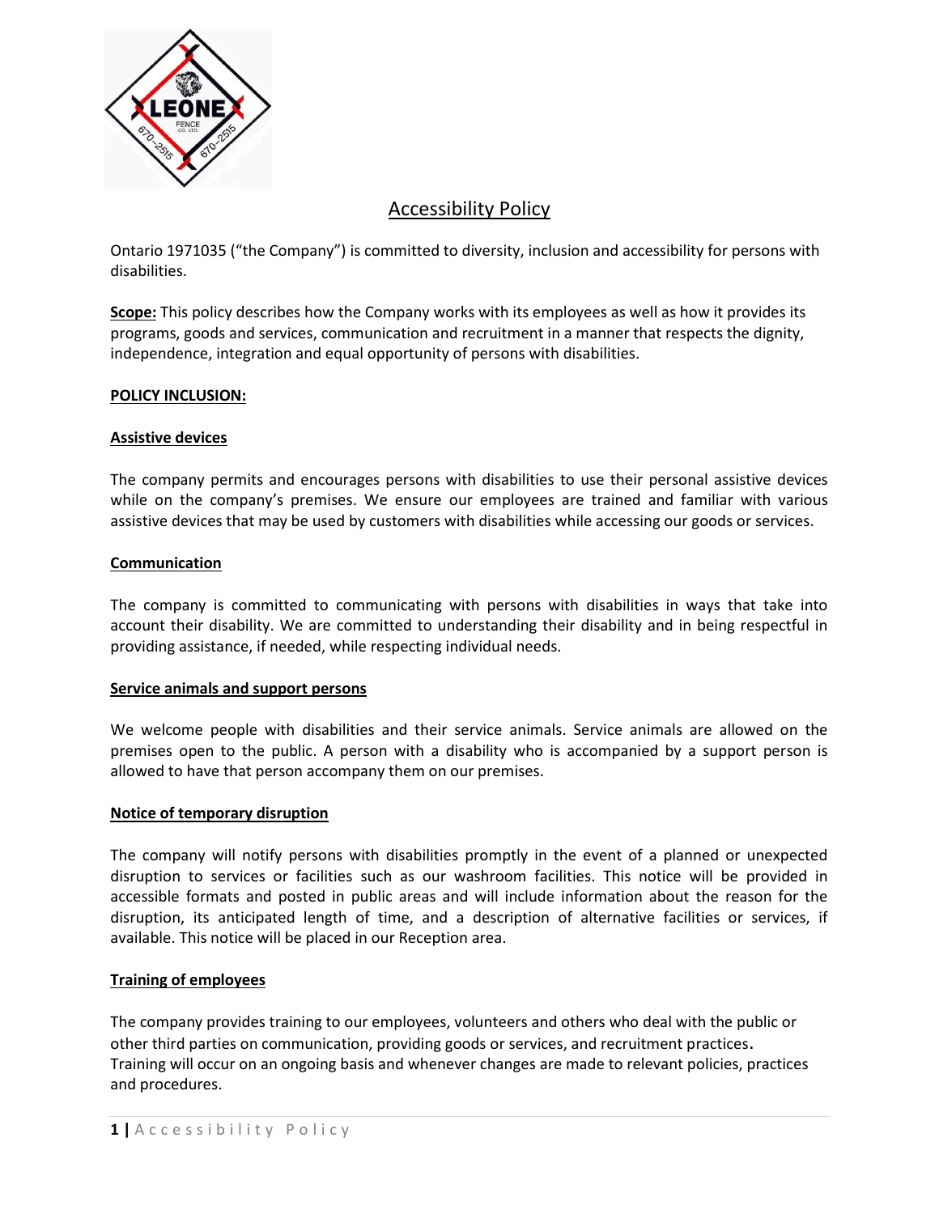# Accessibility Policy

Ontario 1971035 ("the Company") is committed to diversity, inclusion and accessibility for persons with disabilities.

**Scope:** This policy describes how the Company works with its employees as well as how it provides its programs, goods and services, communication and recruitment in a manner that respects the dignity, independence, integration and equal opportunity of persons with disabilities.

**POLICY INCLUSION:**

**Assistive devices**

The company permits and encourages persons with disabilities to use their personal assistive devices while on the company's premises. We ensure our employees are trained and familiar with various assistive devices that may be used by customers with disabilities while accessing our goods or services.

**Communication**

The company is committed to communicating with persons with disabilities in ways that take into account their disability. We are committed to understanding their disability and in being respectful in providing assistance, if needed, while respecting individual needs.

**Service animals and support persons**

We welcome people with disabilities and their service animals. Service animals are allowed on the premises open to the public. A person with a disability who is accompanied by a support person is allowed to have that person accompany them on our premises.

**Notice of temporary disruption**

The company will notify persons with disabilities promptly in the event of a planned or unexpected disruption to services or facilities such as our washroom facilities. This notice will be provided in accessible formats and posted in public areas and will include information about the reason for the disruption, its anticipated length of time, and a description of alternative facilities or services, if available. This notice will be placed in our Reception area.

**Training of employees**

The company provides training to our employees, volunteers and others who deal with the public or other third parties on communication, providing goods or services, and recruitment practices.
Training will occur on an ongoing basis and whenever changes are made to relevant policies, practices and procedures.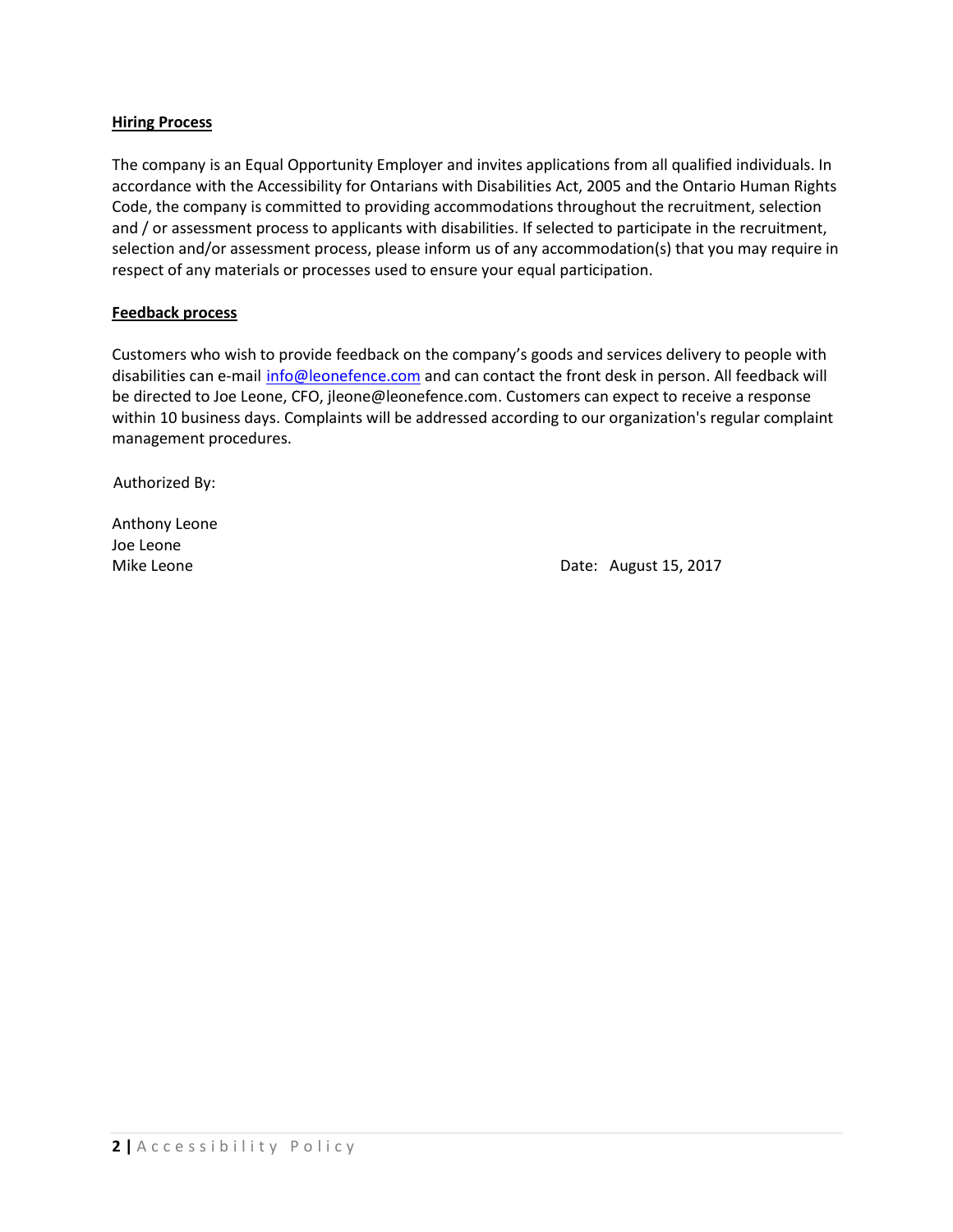**Hiring Process**

The company is an Equal Opportunity Employer and invites applications from all qualified individuals. In accordance with the Accessibility for Ontarians with Disabilities Act, 2005 and the Ontario Human Rights Code, the company is committed to providing accommodations throughout the recruitment, selection and / or assessment process to applicants with disabilities. If selected to participate in the recruitment, selection and/or assessment process, please inform us of any accommodation(s) that you may require in respect of any materials or processes used to ensure your equal participation.

**Feedback process**

Customers who wish to provide feedback on the company's goods and services delivery to people with disabilities can e-mail info@leonefence.com and can contact the front desk in person. All feedback will be directed to Joe Leone, CFO, jleone@leonefence.com. Customers can expect to receive a response within 10 business days. Complaints will be addressed according to our organization's regular complaint management procedures.

Authorized By:

Anthony Leone
Joe Leone
Mike Leone

Date: August 15, 2017